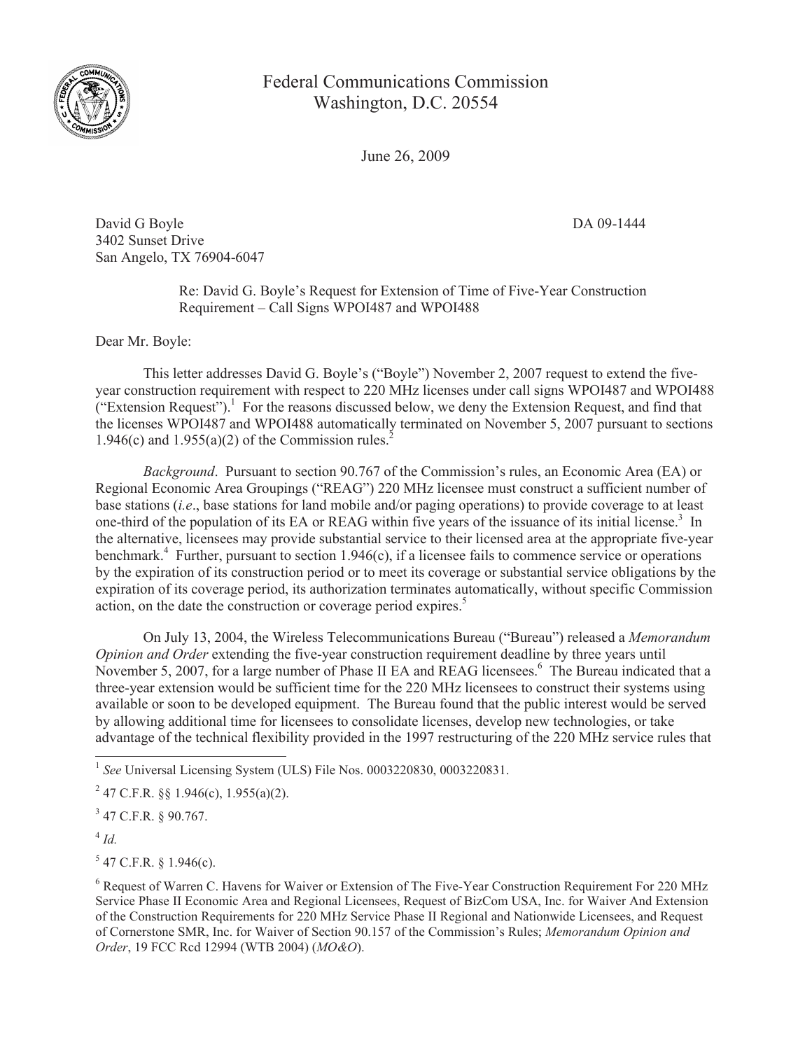Federal Communications Commission
Washington, D.C. 20554

June 26, 2009

David G Boyle
3402 Sunset Drive
San Angelo, TX 76904-6047

DA 09-1444

Re: David G. Boyle's Request for Extension of Time of Five-Year Construction Requirement – Call Signs WPOI487 and WPOI488

Dear Mr. Boyle:

This letter addresses David G. Boyle's ("Boyle") November 2, 2007 request to extend the five-year construction requirement with respect to 220 MHz licenses under call signs WPOI487 and WPOI488 ("Extension Request").[1] For the reasons discussed below, we deny the Extension Request, and find that the licenses WPOI487 and WPOI488 automatically terminated on November 5, 2007 pursuant to sections 1.946(c) and 1.955(a)(2) of the Commission rules.[2]

*Background*. Pursuant to section 90.767 of the Commission's rules, an Economic Area (EA) or Regional Economic Area Groupings ("REAG") 220 MHz licensee must construct a sufficient number of base stations (*i.e*., base stations for land mobile and/or paging operations) to provide coverage to at least one-third of the population of its EA or REAG within five years of the issuance of its initial license.[3] In the alternative, licensees may provide substantial service to their licensed area at the appropriate five-year benchmark.[4] Further, pursuant to section 1.946(c), if a licensee fails to commence service or operations by the expiration of its construction period or to meet its coverage or substantial service obligations by the expiration of its coverage period, its authorization terminates automatically, without specific Commission action, on the date the construction or coverage period expires.[5]

On July 13, 2004, the Wireless Telecommunications Bureau ("Bureau") released a *Memorandum Opinion and Order* extending the five-year construction requirement deadline by three years until November 5, 2007, for a large number of Phase II EA and REAG licensees.[6] The Bureau indicated that a three-year extension would be sufficient time for the 220 MHz licensees to construct their systems using available or soon to be developed equipment. The Bureau found that the public interest would be served by allowing additional time for licensees to consolidate licenses, develop new technologies, or take advantage of the technical flexibility provided in the 1997 restructuring of the 220 MHz service rules that

---

[1] *See* Universal Licensing System (ULS) File Nos. 0003220830, 0003220831.

[2] 47 C.F.R. §§ 1.946(c), 1.955(a)(2).

[3] 47 C.F.R. § 90.767.

[4] *Id.*

[5] 47 C.F.R. § 1.946(c).

[6] Request of Warren C. Havens for Waiver or Extension of The Five-Year Construction Requirement For 220 MHz Service Phase II Economic Area and Regional Licensees, Request of BizCom USA, Inc. for Waiver And Extension of the Construction Requirements for 220 MHz Service Phase II Regional and Nationwide Licensees, and Request of Cornerstone SMR, Inc. for Waiver of Section 90.157 of the Commission's Rules; *Memorandum Opinion and Order*, 19 FCC Rcd 12994 (WTB 2004) (*MO&O*).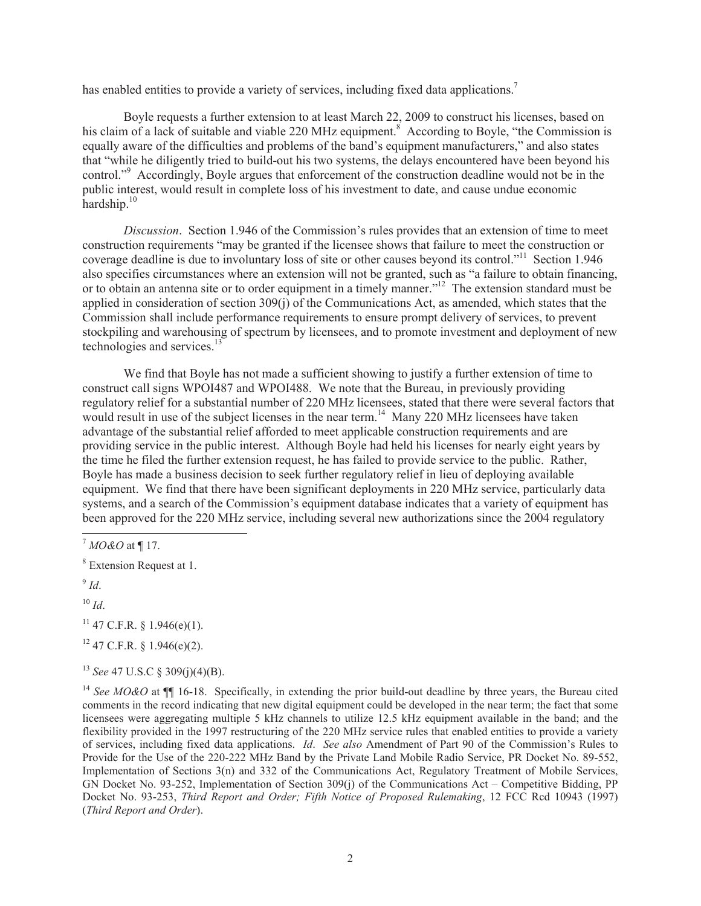has enabled entities to provide a variety of services, including fixed data applications.[7]

Boyle requests a further extension to at least March 22, 2009 to construct his licenses, based on his claim of a lack of suitable and viable 220 MHz equipment.[8] According to Boyle, "the Commission is equally aware of the difficulties and problems of the band's equipment manufacturers," and also states that "while he diligently tried to build-out his two systems, the delays encountered have been beyond his control."[9] Accordingly, Boyle argues that enforcement of the construction deadline would not be in the public interest, would result in complete loss of his investment to date, and cause undue economic hardship.[10]

*Discussion*. Section 1.946 of the Commission's rules provides that an extension of time to meet construction requirements "may be granted if the licensee shows that failure to meet the construction or coverage deadline is due to involuntary loss of site or other causes beyond its control."[11] Section 1.946 also specifies circumstances where an extension will not be granted, such as "a failure to obtain financing, or to obtain an antenna site or to order equipment in a timely manner."[12] The extension standard must be applied in consideration of section 309(j) of the Communications Act, as amended, which states that the Commission shall include performance requirements to ensure prompt delivery of services, to prevent stockpiling and warehousing of spectrum by licensees, and to promote investment and deployment of new technologies and services.[13]

We find that Boyle has not made a sufficient showing to justify a further extension of time to construct call signs WPOI487 and WPOI488. We note that the Bureau, in previously providing regulatory relief for a substantial number of 220 MHz licensees, stated that there were several factors that would result in use of the subject licenses in the near term.[14] Many 220 MHz licensees have taken advantage of the substantial relief afforded to meet applicable construction requirements and are providing service in the public interest. Although Boyle had held his licenses for nearly eight years by the time he filed the further extension request, he has failed to provide service to the public. Rather, Boyle has made a business decision to seek further regulatory relief in lieu of deploying available equipment. We find that there have been significant deployments in 220 MHz service, particularly data systems, and a search of the Commission's equipment database indicates that a variety of equipment has been approved for the 220 MHz service, including several new authorizations since the 2004 regulatory

---

[7] *MO&O* at ¶ 17.

[8] Extension Request at 1.

[9] *Id*.

[10] *Id*.

[11] 47 C.F.R. § 1.946(e)(1).

[12] 47 C.F.R. § 1.946(e)(2).

[13] *See* 47 U.S.C § 309(j)(4)(B).

[14] *See MO&O* at ¶¶ 16-18. Specifically, in extending the prior build-out deadline by three years, the Bureau cited comments in the record indicating that new digital equipment could be developed in the near term; the fact that some licensees were aggregating multiple 5 kHz channels to utilize 12.5 kHz equipment available in the band; and the flexibility provided in the 1997 restructuring of the 220 MHz service rules that enabled entities to provide a variety of services, including fixed data applications. *Id*. *See also* Amendment of Part 90 of the Commission's Rules to Provide for the Use of the 220-222 MHz Band by the Private Land Mobile Radio Service, PR Docket No. 89-552, Implementation of Sections 3(n) and 332 of the Communications Act, Regulatory Treatment of Mobile Services, GN Docket No. 93-252, Implementation of Section 309(j) of the Communications Act – Competitive Bidding, PP Docket No. 93-253, *Third Report and Order; Fifth Notice of Proposed Rulemaking*, 12 FCC Rcd 10943 (1997) (*Third Report and Order*).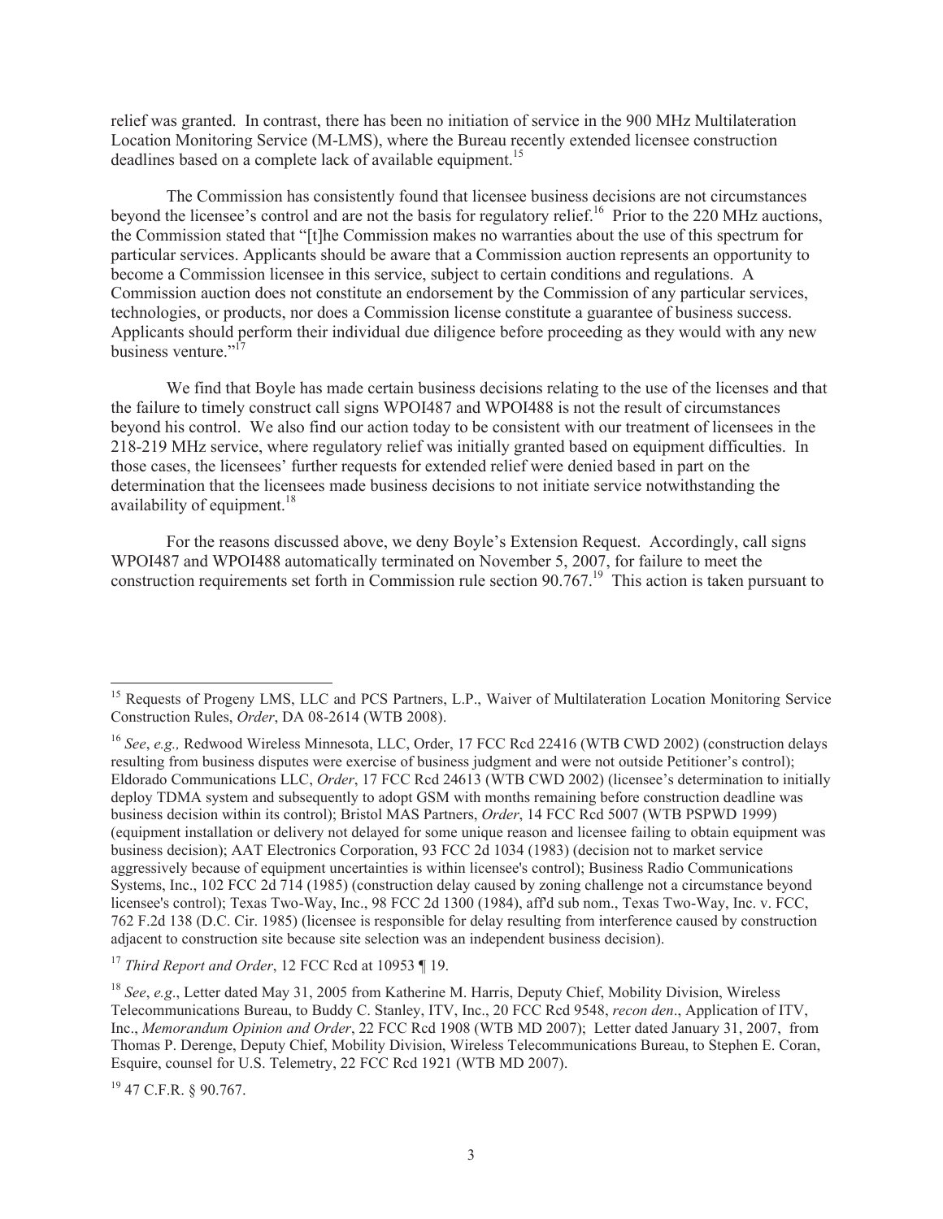relief was granted. In contrast, there has been no initiation of service in the 900 MHz Multilateration Location Monitoring Service (M-LMS), where the Bureau recently extended licensee construction deadlines based on a complete lack of available equipment.[15]

The Commission has consistently found that licensee business decisions are not circumstances beyond the licensee's control and are not the basis for regulatory relief.[16] Prior to the 220 MHz auctions, the Commission stated that "[t]he Commission makes no warranties about the use of this spectrum for particular services. Applicants should be aware that a Commission auction represents an opportunity to become a Commission licensee in this service, subject to certain conditions and regulations. A Commission auction does not constitute an endorsement by the Commission of any particular services, technologies, or products, nor does a Commission license constitute a guarantee of business success. Applicants should perform their individual due diligence before proceeding as they would with any new business venture."[17]

We find that Boyle has made certain business decisions relating to the use of the licenses and that the failure to timely construct call signs WPOI487 and WPOI488 is not the result of circumstances beyond his control. We also find our action today to be consistent with our treatment of licensees in the 218-219 MHz service, where regulatory relief was initially granted based on equipment difficulties. In those cases, the licensees' further requests for extended relief were denied based in part on the determination that the licensees made business decisions to not initiate service notwithstanding the availability of equipment.[18]

For the reasons discussed above, we deny Boyle's Extension Request. Accordingly, call signs WPOI487 and WPOI488 automatically terminated on November 5, 2007, for failure to meet the construction requirements set forth in Commission rule section 90.767.[19] This action is taken pursuant to

---

[15] Requests of Progeny LMS, LLC and PCS Partners, L.P., Waiver of Multilateration Location Monitoring Service Construction Rules, *Order*, DA 08-2614 (WTB 2008).

[16] *See*, *e.g.,* Redwood Wireless Minnesota, LLC, Order, 17 FCC Rcd 22416 (WTB CWD 2002) (construction delays resulting from business disputes were exercise of business judgment and were not outside Petitioner's control); Eldorado Communications LLC, *Order*, 17 FCC Rcd 24613 (WTB CWD 2002) (licensee's determination to initially deploy TDMA system and subsequently to adopt GSM with months remaining before construction deadline was business decision within its control); Bristol MAS Partners, *Order*, 14 FCC Rcd 5007 (WTB PSPWD 1999) (equipment installation or delivery not delayed for some unique reason and licensee failing to obtain equipment was business decision); AAT Electronics Corporation, 93 FCC 2d 1034 (1983) (decision not to market service aggressively because of equipment uncertainties is within licensee's control); Business Radio Communications Systems, Inc., 102 FCC 2d 714 (1985) (construction delay caused by zoning challenge not a circumstance beyond licensee's control); Texas Two-Way, Inc., 98 FCC 2d 1300 (1984), aff'd sub nom., Texas Two-Way, Inc. v. FCC, 762 F.2d 138 (D.C. Cir. 1985) (licensee is responsible for delay resulting from interference caused by construction adjacent to construction site because site selection was an independent business decision).

[17] *Third Report and Order*, 12 FCC Rcd at 10953 ¶ 19.

[18] *See*, *e.g*., Letter dated May 31, 2005 from Katherine M. Harris, Deputy Chief, Mobility Division, Wireless Telecommunications Bureau, to Buddy C. Stanley, ITV, Inc., 20 FCC Rcd 9548, *recon den*., Application of ITV, Inc., *Memorandum Opinion and Order*, 22 FCC Rcd 1908 (WTB MD 2007); Letter dated January 31, 2007, from Thomas P. Derenge, Deputy Chief, Mobility Division, Wireless Telecommunications Bureau, to Stephen E. Coran, Esquire, counsel for U.S. Telemetry, 22 FCC Rcd 1921 (WTB MD 2007).

[19] 47 C.F.R. § 90.767.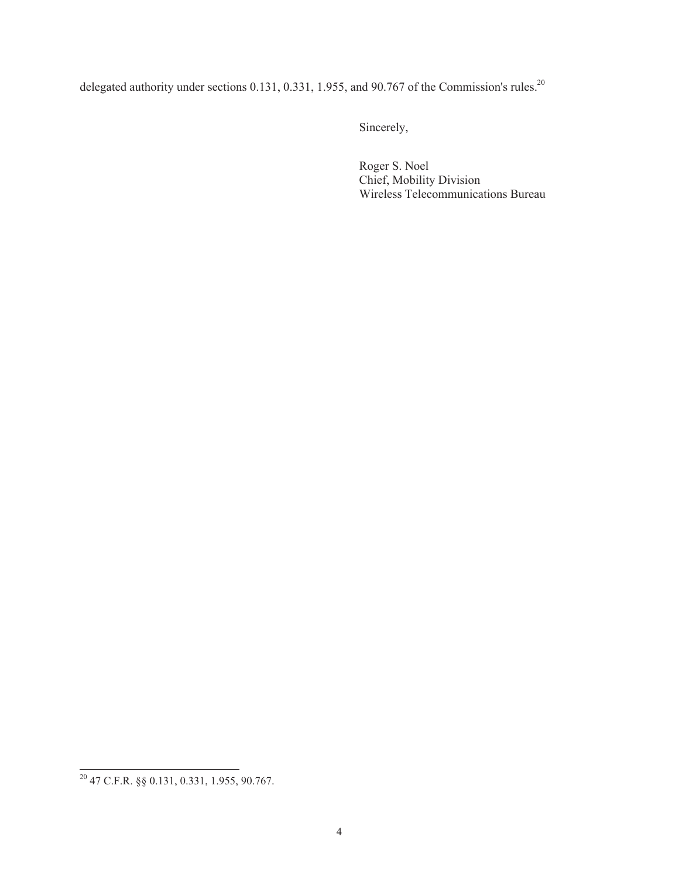delegated authority under sections 0.131, 0.331, 1.955, and 90.767 of the Commission's rules.[20]

Sincerely,

Roger S. Noel
Chief, Mobility Division
Wireless Telecommunications Bureau

---

[20] 47 C.F.R. §§ 0.131, 0.331, 1.955, 90.767.